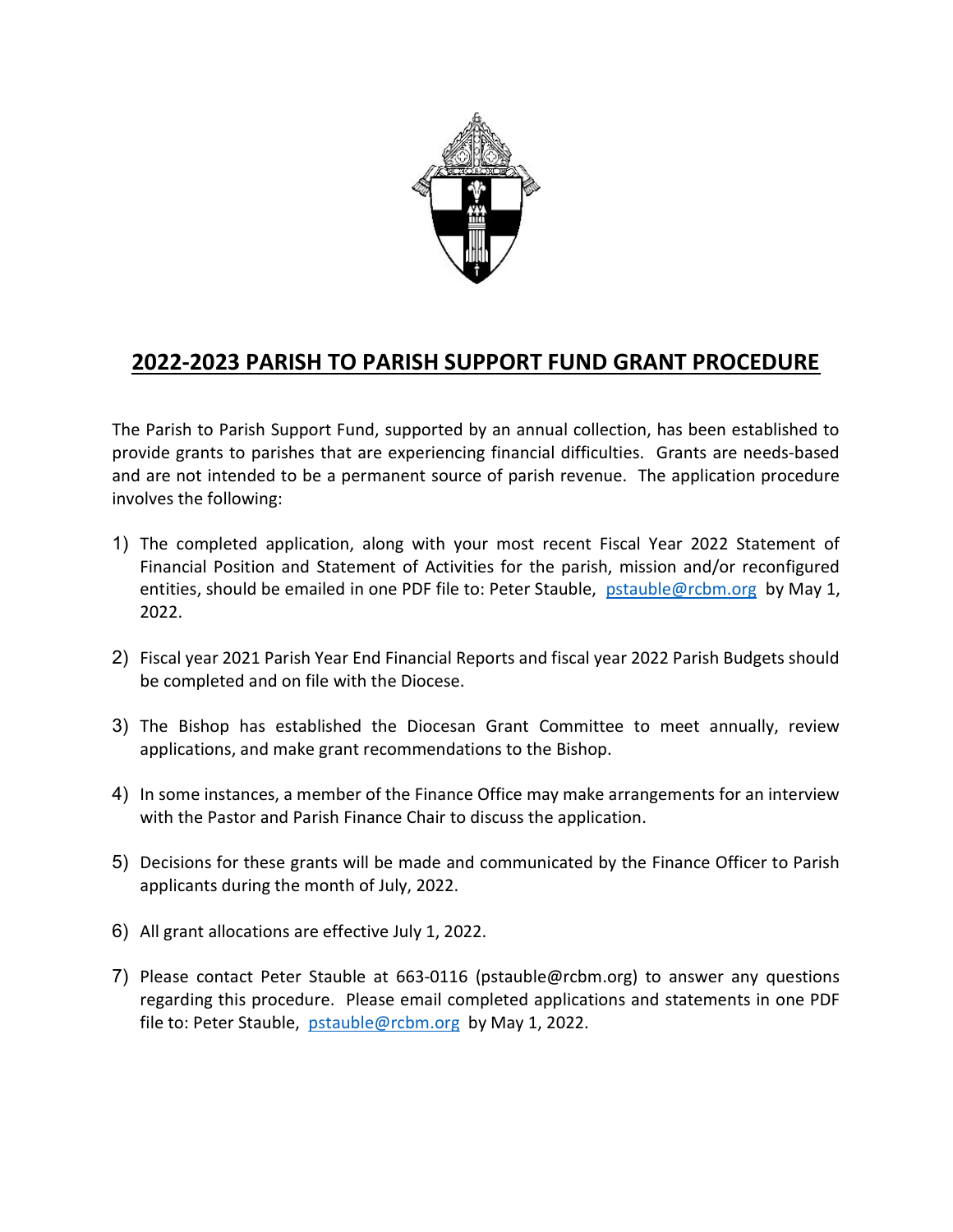# 2022-2023 PARISH TO PARISH SUPPORT FUND GRANT PROCEDURE

The Parish to Parish Support Fund, supported by an annual collection, has been established to provide grants to parishes that are experiencing financial difficulties. Grants are needs-based and are not intended to be a permanent source of parish revenue. The application procedure involves the following:

1) The completed application, along with your most recent Fiscal Year 2022 Statement of Financial Position and Statement of Activities for the parish, mission and/or reconfigured entities, should be emailed in one PDF file to: Peter Stauble, [pstauble@rcbm.org](mailto:pstauble@rcbm.org) by May 1, 2022.

2) Fiscal year 2021 Parish Year End Financial Reports and fiscal year 2022 Parish Budgets should be completed and on file with the Diocese.

3) The Bishop has established the Diocesan Grant Committee to meet annually, review applications, and make grant recommendations to the Bishop.

4) In some instances, a member of the Finance Office may make arrangements for an interview with the Pastor and Parish Finance Chair to discuss the application.

5) Decisions for these grants will be made and communicated by the Finance Officer to Parish applicants during the month of July, 2022.

6) All grant allocations are effective July 1, 2022.

7) Please contact Peter Stauble at 663-0116 (pstauble@rcbm.org) to answer any questions regarding this procedure. Please email completed applications and statements in one PDF file to: Peter Stauble, [pstauble@rcbm.org](mailto:pstauble@rcbm.org) by May 1, 2022.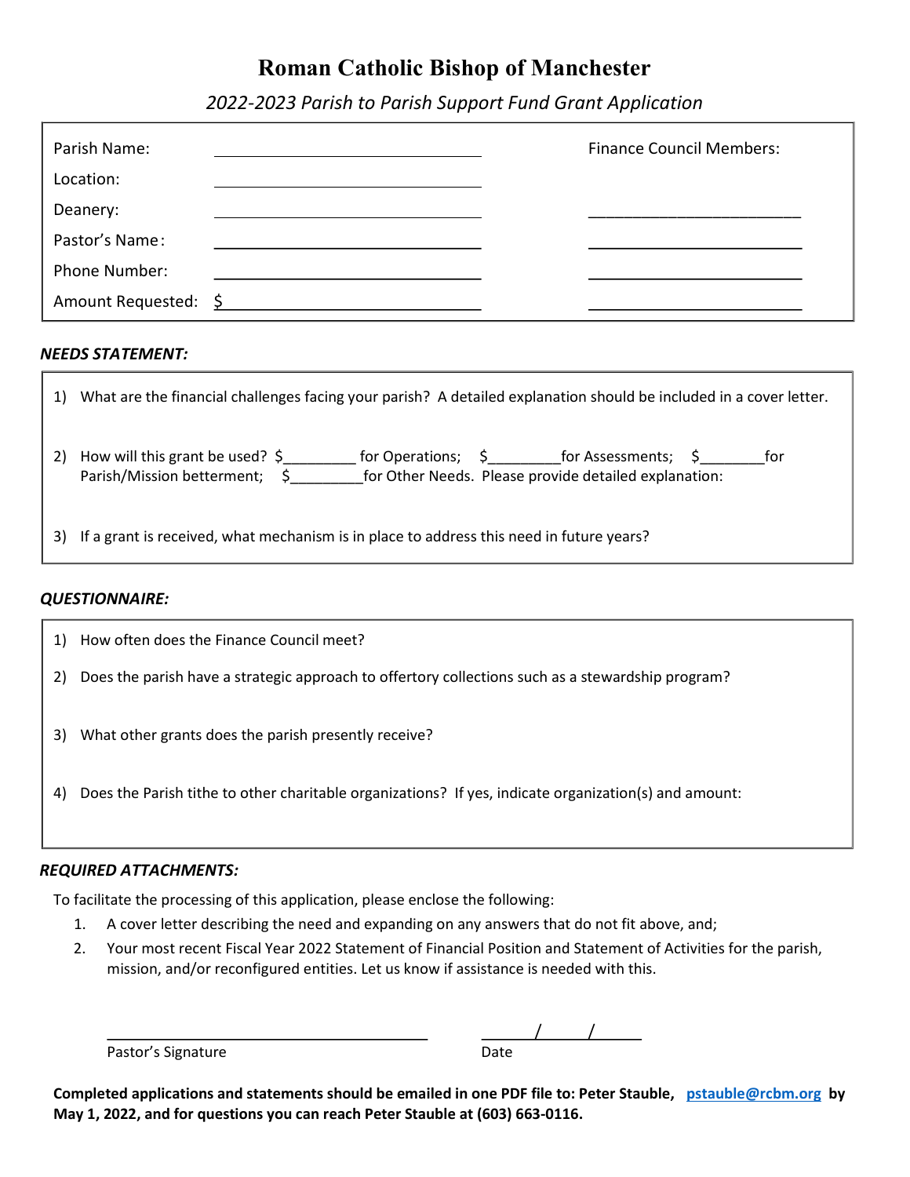# Roman Catholic Bishop of Manchester

*2022-2023 Parish to Parish Support Fund Grant Application*

| | | |
|---|---|---|
| Parish Name: | ______________________________ | Finance Council Members: |
| Location: | ______________________________ | |
| Deanery: | ______________________________ | ________________________ |
| Pastor's Name: | ______________________________ | ________________________ |
| Phone Number: | ______________________________ | ________________________ |
| Amount Requested: | $ ____________________________ | ________________________ |

***NEEDS STATEMENT:***

1) What are the financial challenges facing your parish? A detailed explanation should be included in a cover letter.

2) How will this grant be used? $_________ for Operations; $_________for Assessments; $________for Parish/Mission betterment; $_________for Other Needs. Please provide detailed explanation:

3) If a grant is received, what mechanism is in place to address this need in future years?

***QUESTIONNAIRE:***

1) How often does the Finance Council meet?

2) Does the parish have a strategic approach to offertory collections such as a stewardship program?

3) What other grants does the parish presently receive?

4) Does the Parish tithe to other charitable organizations? If yes, indicate organization(s) and amount:

***REQUIRED ATTACHMENTS:***

To facilitate the processing of this application, please enclose the following:

1. A cover letter describing the need and expanding on any answers that do not fit above, and;
2. Your most recent Fiscal Year 2022 Statement of Financial Position and Statement of Activities for the parish, mission, and/or reconfigured entities. Let us know if assistance is needed with this.

_______________________________________ Pastor's Signature

______/______/______ Date

**Completed applications and statements should be emailed in one PDF file to: Peter Stauble, pstauble@rcbm.org by May 1, 2022, and for questions you can reach Peter Stauble at (603) 663-0116.**